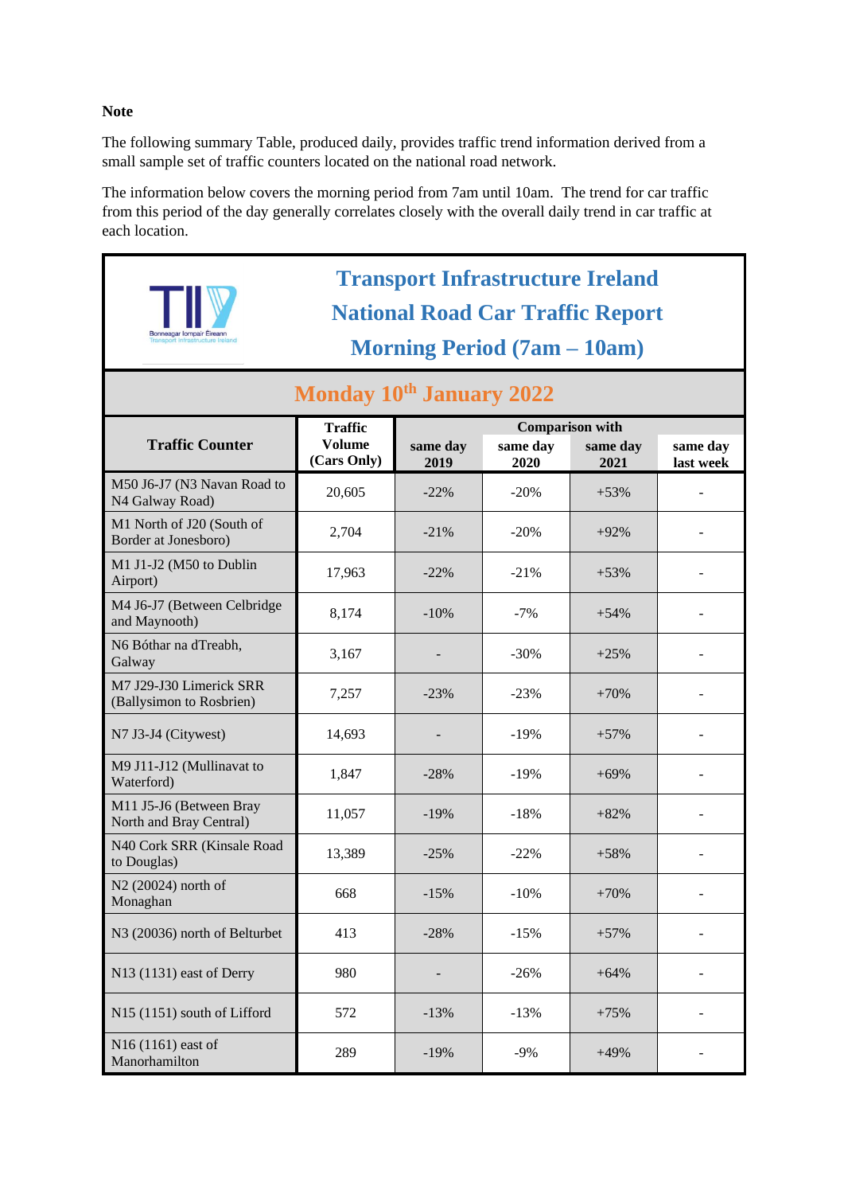**Note**

The following summary Table, produced daily, provides traffic trend information derived from a small sample set of traffic counters located on the national road network.

The information below covers the morning period from 7am until 10am. The trend for car traffic from this period of the day generally correlates closely with the overall daily trend in car traffic at each location.

# Transport Infrastructure Ireland
# National Road Car Traffic Report
# Morning Period (7am – 10am)

## Monday 10th January 2022

| Traffic Counter | Traffic Volume (Cars Only) | Comparison with | | | |
|---|---|---|---|---|---|
| | | same day 2019 | same day 2020 | same day 2021 | same day last week |
| M50 J6-J7 (N3 Navan Road to N4 Galway Road) | 20,605 | -22% | -20% | +53% | - |
| M1 North of J20 (South of Border at Jonesboro) | 2,704 | -21% | -20% | +92% | - |
| M1 J1-J2 (M50 to Dublin Airport) | 17,963 | -22% | -21% | +53% | - |
| M4 J6-J7 (Between Celbridge and Maynooth) | 8,174 | -10% | -7% | +54% | - |
| N6 Bóthar na dTreabh, Galway | 3,167 | - | -30% | +25% | - |
| M7 J29-J30 Limerick SRR (Ballysimon to Rosbrien) | 7,257 | -23% | -23% | +70% | - |
| N7 J3-J4 (Citywest) | 14,693 | - | -19% | +57% | - |
| M9 J11-J12 (Mullinavat to Waterford) | 1,847 | -28% | -19% | +69% | - |
| M11 J5-J6 (Between Bray North and Bray Central) | 11,057 | -19% | -18% | +82% | - |
| N40 Cork SRR (Kinsale Road to Douglas) | 13,389 | -25% | -22% | +58% | - |
| N2 (20024) north of Monaghan | 668 | -15% | -10% | +70% | - |
| N3 (20036) north of Belturbet | 413 | -28% | -15% | +57% | - |
| N13 (1131) east of Derry | 980 | - | -26% | +64% | - |
| N15 (1151) south of Lifford | 572 | -13% | -13% | +75% | - |
| N16 (1161) east of Manorhamilton | 289 | -19% | -9% | +49% | - |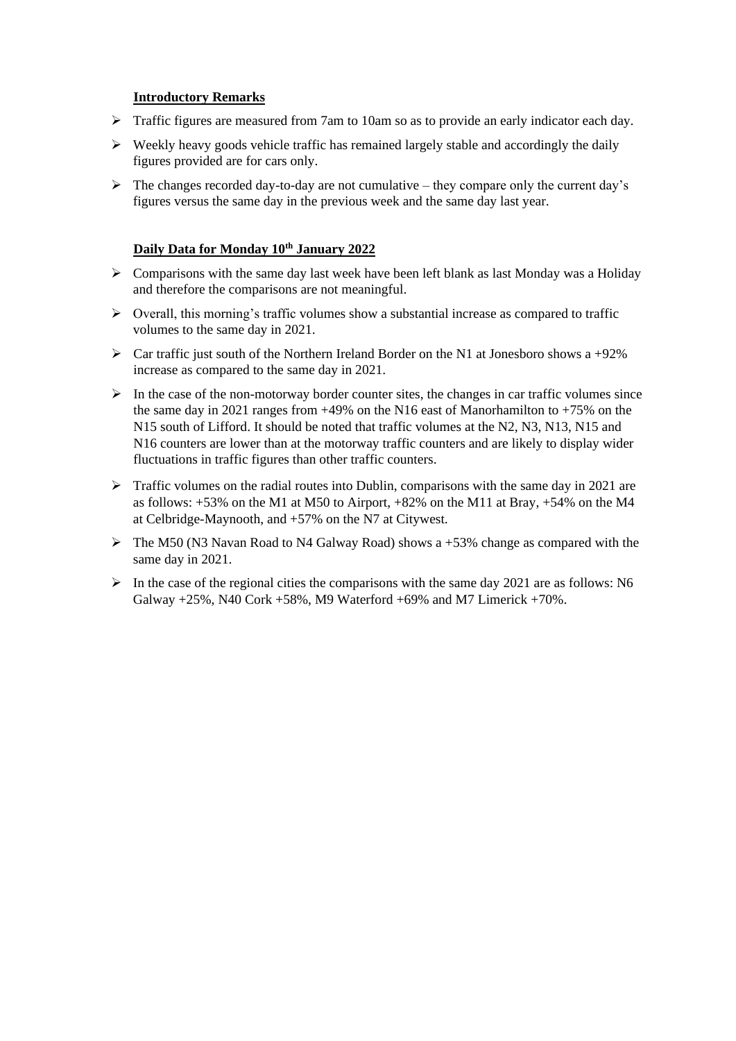**Introductory Remarks**

- Traffic figures are measured from 7am to 10am so as to provide an early indicator each day.
- Weekly heavy goods vehicle traffic has remained largely stable and accordingly the daily figures provided are for cars only.
- The changes recorded day-to-day are not cumulative – they compare only the current day's figures versus the same day in the previous week and the same day last year.

**Daily Data for Monday 10th January 2022**

- Comparisons with the same day last week have been left blank as last Monday was a Holiday and therefore the comparisons are not meaningful.
- Overall, this morning's traffic volumes show a substantial increase as compared to traffic volumes to the same day in 2021.
- Car traffic just south of the Northern Ireland Border on the N1 at Jonesboro shows a +92% increase as compared to the same day in 2021.
- In the case of the non-motorway border counter sites, the changes in car traffic volumes since the same day in 2021 ranges from +49% on the N16 east of Manorhamilton to +75% on the N15 south of Lifford. It should be noted that traffic volumes at the N2, N3, N13, N15 and N16 counters are lower than at the motorway traffic counters and are likely to display wider fluctuations in traffic figures than other traffic counters.
- Traffic volumes on the radial routes into Dublin, comparisons with the same day in 2021 are as follows: +53% on the M1 at M50 to Airport, +82% on the M11 at Bray, +54% on the M4 at Celbridge-Maynooth, and +57% on the N7 at Citywest.
- The M50 (N3 Navan Road to N4 Galway Road) shows a +53% change as compared with the same day in 2021.
- In the case of the regional cities the comparisons with the same day 2021 are as follows: N6 Galway +25%, N40 Cork +58%, M9 Waterford +69% and M7 Limerick +70%.